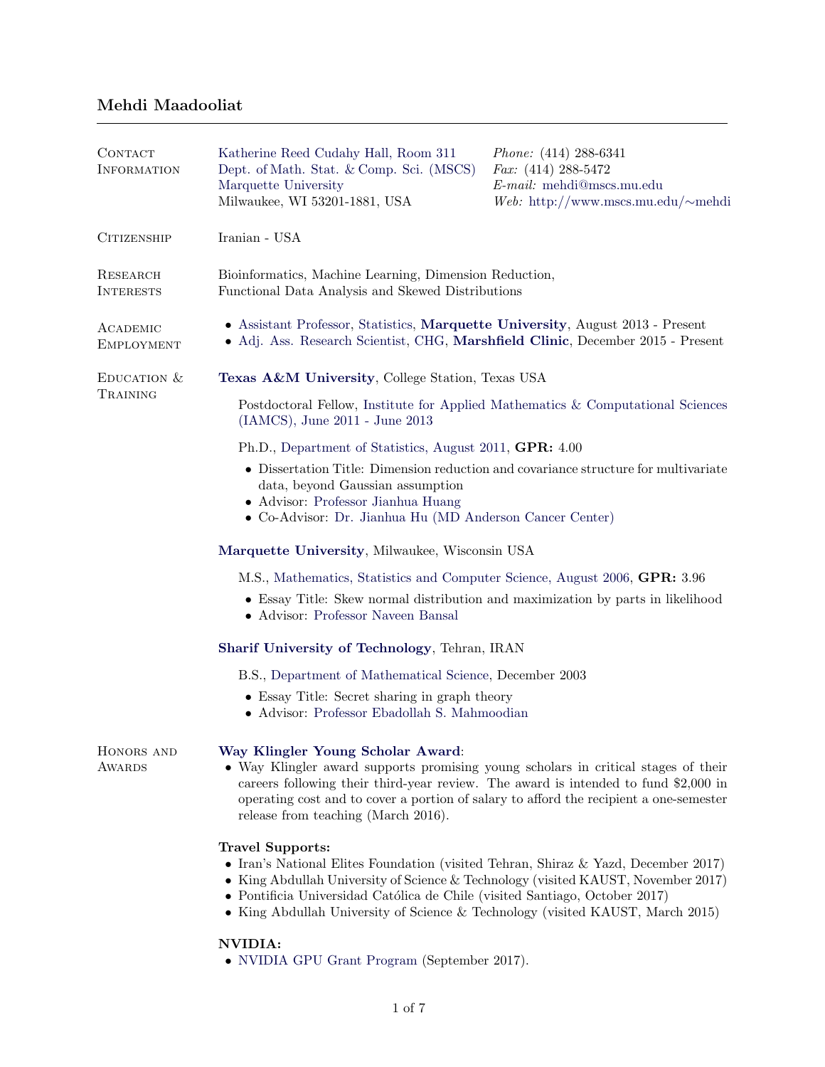# Mehdi Maadooliat

## Contact Information

Katherine Reed Cudahy Hall, Room 311
Dept. of Math. Stat. & Comp. Sci. (MSCS)
Marquette University
Milwaukee, WI 53201-1881, USA

*Phone:* (414) 288-6341
*Fax:* (414) 288-5472
*E-mail:* mehdi@mscs.mu.edu
*Web:* http://www.mscs.mu.edu/∼mehdi

## Citizenship

Iranian - USA

## Research Interests

Bioinformatics, Machine Learning, Dimension Reduction,
Functional Data Analysis and Skewed Distributions

## Academic Employment

- Assistant Professor, Statistics, **Marquette University**, August 2013 - Present
- Adj. Ass. Research Scientist, CHG, **Marshfield Clinic**, December 2015 - Present

## Education & Training

**Texas A&M University**, College Station, Texas USA

Postdoctoral Fellow, Institute for Applied Mathematics & Computational Sciences (IAMCS), June 2011 - June 2013

Ph.D., Department of Statistics, August 2011, **GPR:** 4.00

- Dissertation Title: Dimension reduction and covariance structure for multivariate data, beyond Gaussian assumption
- Advisor: Professor Jianhua Huang
- Co-Advisor: Dr. Jianhua Hu (MD Anderson Cancer Center)

**Marquette University**, Milwaukee, Wisconsin USA

M.S., Mathematics, Statistics and Computer Science, August 2006, **GPR:** 3.96

- Essay Title: Skew normal distribution and maximization by parts in likelihood
- Advisor: Professor Naveen Bansal

**Sharif University of Technology**, Tehran, IRAN

B.S., Department of Mathematical Science, December 2003

- Essay Title: Secret sharing in graph theory
- Advisor: Professor Ebadollah S. Mahmoodian

## Honors and Awards

**Way Klingler Young Scholar Award**:

- Way Klingler award supports promising young scholars in critical stages of their careers following their third-year review. The award is intended to fund $2,000 in operating cost and to cover a portion of salary to afford the recipient a one-semester release from teaching (March 2016).

**Travel Supports:**

- Iran's National Elites Foundation (visited Tehran, Shiraz & Yazd, December 2017)
- King Abdullah University of Science & Technology (visited KAUST, November 2017)
- Pontificia Universidad Católica de Chile (visited Santiago, October 2017)
- King Abdullah University of Science & Technology (visited KAUST, March 2015)

**NVIDIA:**

- NVIDIA GPU Grant Program (September 2017).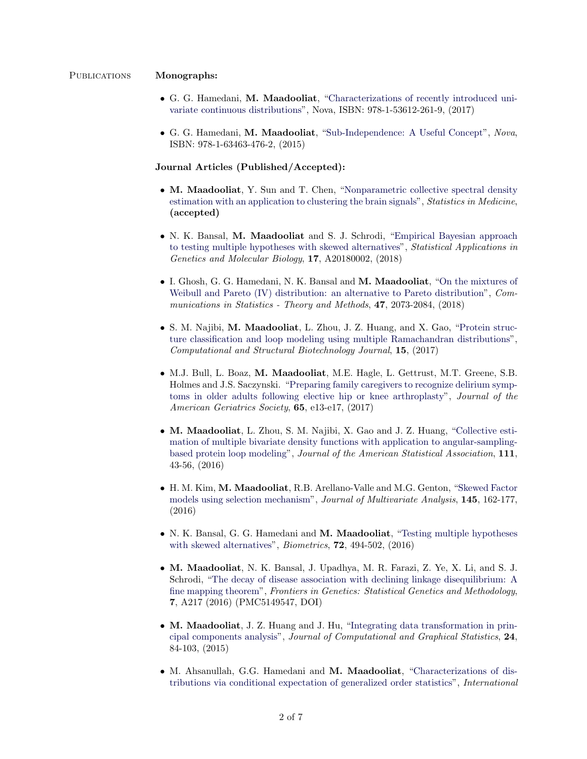## Publications

**Monographs:**

- G. G. Hamedani, **M. Maadooliat**, "Characterizations of recently introduced univariate continuous distributions", Nova, ISBN: 978-1-53612-261-9, (2017)
- G. G. Hamedani, **M. Maadooliat**, "Sub-Independence: A Useful Concept", *Nova*, ISBN: 978-1-63463-476-2, (2015)

**Journal Articles (Published/Accepted):**

- **M. Maadooliat**, Y. Sun and T. Chen, "Nonparametric collective spectral density estimation with an application to clustering the brain signals", *Statistics in Medicine*, **(accepted)**
- N. K. Bansal, **M. Maadooliat** and S. J. Schrodi, "Empirical Bayesian approach to testing multiple hypotheses with skewed alternatives", *Statistical Applications in Genetics and Molecular Biology*, **17**, A20180002, (2018)
- I. Ghosh, G. G. Hamedani, N. K. Bansal and **M. Maadooliat**, "On the mixtures of Weibull and Pareto (IV) distribution: an alternative to Pareto distribution", *Communications in Statistics - Theory and Methods*, **47**, 2073-2084, (2018)
- S. M. Najibi, **M. Maadooliat**, L. Zhou, J. Z. Huang, and X. Gao, "Protein structure classification and loop modeling using multiple Ramachandran distributions", *Computational and Structural Biotechnology Journal*, **15**, (2017)
- M.J. Bull, L. Boaz, **M. Maadooliat**, M.E. Hagle, L. Gettrust, M.T. Greene, S.B. Holmes and J.S. Saczynski. "Preparing family caregivers to recognize delirium symptoms in older adults following elective hip or knee arthroplasty", *Journal of the American Geriatrics Society*, **65**, e13-e17, (2017)
- **M. Maadooliat**, L. Zhou, S. M. Najibi, X. Gao and J. Z. Huang, "Collective estimation of multiple bivariate density functions with application to angular-sampling-based protein loop modeling", *Journal of the American Statistical Association*, **111**, 43-56, (2016)
- H. M. Kim, **M. Maadooliat**, R.B. Arellano-Valle and M.G. Genton, "Skewed Factor models using selection mechanism", *Journal of Multivariate Analysis*, **145**, 162-177, (2016)
- N. K. Bansal, G. G. Hamedani and **M. Maadooliat**, "Testing multiple hypotheses with skewed alternatives", *Biometrics*, **72**, 494-502, (2016)
- **M. Maadooliat**, N. K. Bansal, J. Upadhya, M. R. Farazi, Z. Ye, X. Li, and S. J. Schrodi, "The decay of disease association with declining linkage disequilibrium: A fine mapping theorem", *Frontiers in Genetics: Statistical Genetics and Methodology*, **7**, A217 (2016) (PMC5149547, DOI)
- **M. Maadooliat**, J. Z. Huang and J. Hu, "Integrating data transformation in principal components analysis", *Journal of Computational and Graphical Statistics*, **24**, 84-103, (2015)
- M. Ahsanullah, G.G. Hamedani and **M. Maadooliat**, "Characterizations of distributions via conditional expectation of generalized order statistics", *International*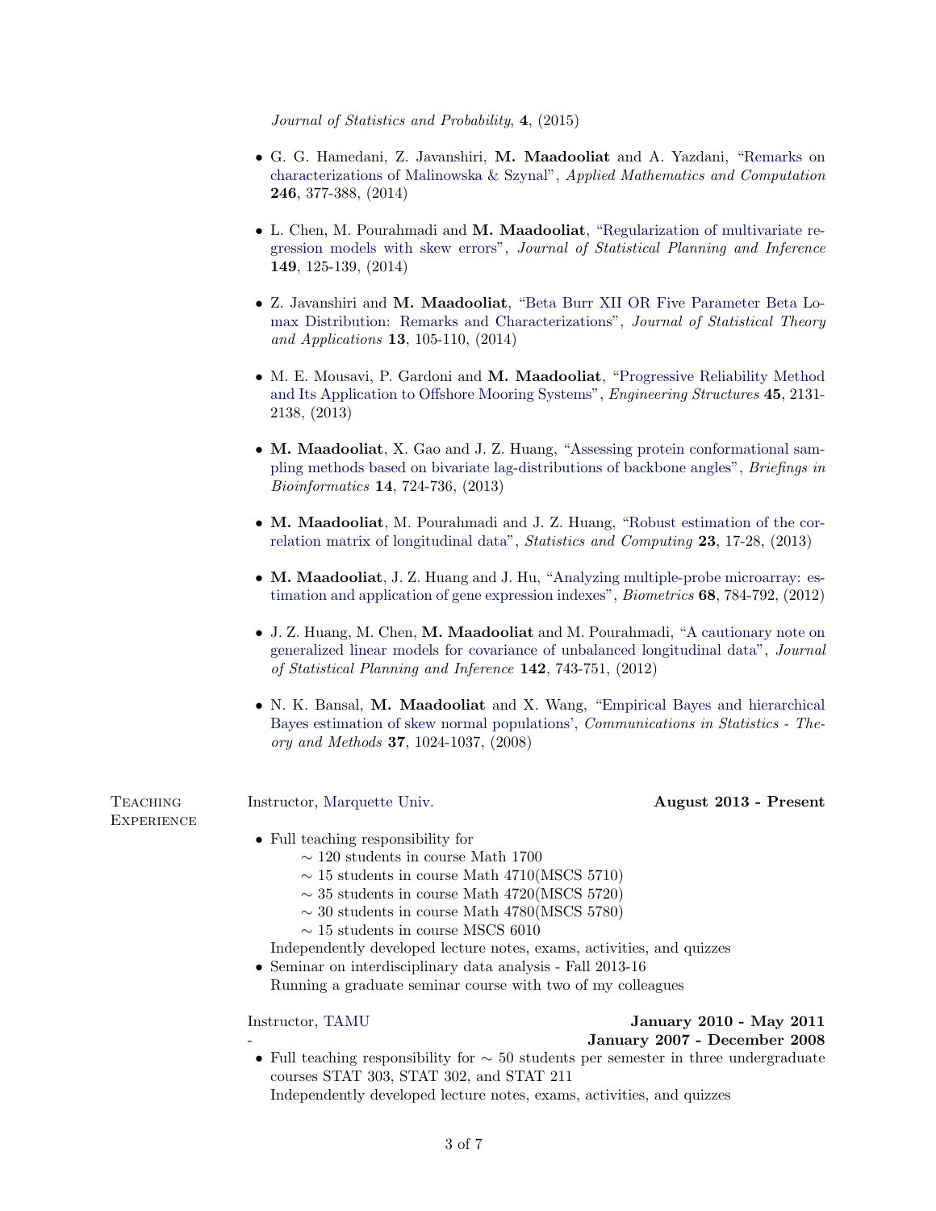*Journal of Statistics and Probability*, **4**, (2015)

- G. G. Hamedani, Z. Javanshiri, **M. Maadooliat** and A. Yazdani, "Remarks on characterizations of Malinowska & Szynal", *Applied Mathematics and Computation* **246**, 377-388, (2014)

- L. Chen, M. Pourahmadi and **M. Maadooliat**, "Regularization of multivariate regression models with skew errors", *Journal of Statistical Planning and Inference* **149**, 125-139, (2014)

- Z. Javanshiri and **M. Maadooliat**, "Beta Burr XII OR Five Parameter Beta Lomax Distribution: Remarks and Characterizations", *Journal of Statistical Theory and Applications* **13**, 105-110, (2014)

- M. E. Mousavi, P. Gardoni and **M. Maadooliat**, "Progressive Reliability Method and Its Application to Offshore Mooring Systems", *Engineering Structures* **45**, 2131-2138, (2013)

- **M. Maadooliat**, X. Gao and J. Z. Huang, "Assessing protein conformational sampling methods based on bivariate lag-distributions of backbone angles", *Briefings in Bioinformatics* **14**, 724-736, (2013)

- **M. Maadooliat**, M. Pourahmadi and J. Z. Huang, "Robust estimation of the correlation matrix of longitudinal data", *Statistics and Computing* **23**, 17-28, (2013)

- **M. Maadooliat**, J. Z. Huang and J. Hu, "Analyzing multiple-probe microarray: estimation and application of gene expression indexes", *Biometrics* **68**, 784-792, (2012)

- J. Z. Huang, M. Chen, **M. Maadooliat** and M. Pourahmadi, "A cautionary note on generalized linear models for covariance of unbalanced longitudinal data", *Journal of Statistical Planning and Inference* **142**, 743-751, (2012)

- N. K. Bansal, **M. Maadooliat** and X. Wang, "Empirical Bayes and hierarchical Bayes estimation of skew normal populations', *Communications in Statistics - Theory and Methods* **37**, 1024-1037, (2008)

## Teaching Experience

Instructor, Marquette Univ. **August 2013 - Present**

- Full teaching responsibility for
  - ∼ 120 students in course Math 1700
  - ∼ 15 students in course Math 4710(MSCS 5710)
  - ∼ 35 students in course Math 4720(MSCS 5720)
  - ∼ 30 students in course Math 4780(MSCS 5780)
  - ∼ 15 students in course MSCS 6010

  Independently developed lecture notes, exams, activities, and quizzes
- Seminar on interdisciplinary data analysis - Fall 2013-16
  Running a graduate seminar course with two of my colleagues

Instructor, TAMU **January 2010 - May 2011**
- **January 2007 - December 2008**

- Full teaching responsibility for ∼ 50 students per semester in three undergraduate courses STAT 303, STAT 302, and STAT 211
  Independently developed lecture notes, exams, activities, and quizzes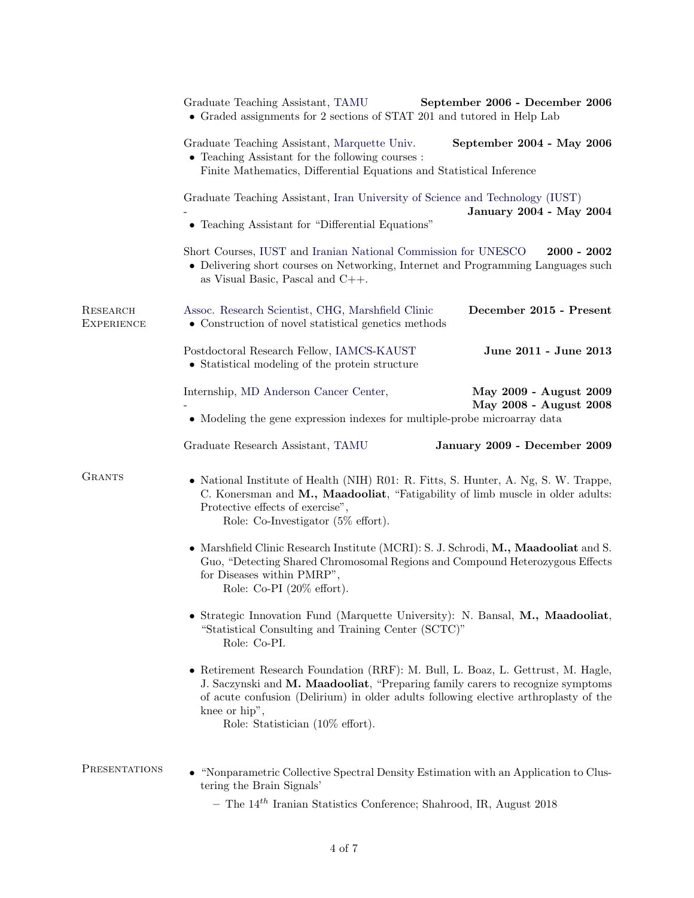Graduate Teaching Assistant, TAMU **September 2006 - December 2006**

- Graded assignments for 2 sections of STAT 201 and tutored in Help Lab

Graduate Teaching Assistant, Marquette Univ. **September 2004 - May 2006**

- Teaching Assistant for the following courses :
  Finite Mathematics, Differential Equations and Statistical Inference

Graduate Teaching Assistant, Iran University of Science and Technology (IUST) - **January 2004 - May 2004**

- Teaching Assistant for "Differential Equations"

Short Courses, IUST and Iranian National Commission for UNESCO **2000 - 2002**

- Delivering short courses on Networking, Internet and Programming Languages such as Visual Basic, Pascal and C++.

## Research Experience

Assoc. Research Scientist, CHG, Marshfield Clinic **December 2015 - Present**

- Construction of novel statistical genetics methods

Postdoctoral Research Fellow, IAMCS-KAUST **June 2011 - June 2013**

- Statistical modeling of the protein structure

Internship, MD Anderson Cancer Center, - **May 2009 - August 2009**
**May 2008 - August 2008**

- Modeling the gene expression indexes for multiple-probe microarray data

Graduate Research Assistant, TAMU **January 2009 - December 2009**

## Grants

- National Institute of Health (NIH) R01: R. Fitts, S. Hunter, A. Ng, S. W. Trappe, C. Konersman and **M., Maadooliat**, "Fatigability of limb muscle in older adults: Protective effects of exercise",
  Role: Co-Investigator (5% effort).

- Marshfield Clinic Research Institute (MCRI): S. J. Schrodi, **M., Maadooliat** and S. Guo, "Detecting Shared Chromosomal Regions and Compound Heterozygous Effects for Diseases within PMRP",
  Role: Co-PI (20% effort).

- Strategic Innovation Fund (Marquette University): N. Bansal, **M., Maadooliat**, "Statistical Consulting and Training Center (SCTC)"
  Role: Co-PI.

- Retirement Research Foundation (RRF): M. Bull, L. Boaz, L. Gettrust, M. Hagle, J. Saczynski and **M. Maadooliat**, "Preparing family carers to recognize symptoms of acute confusion (Delirium) in older adults following elective arthroplasty of the knee or hip",
  Role: Statistician (10% effort).

## Presentations

- "Nonparametric Collective Spectral Density Estimation with an Application to Clustering the Brain Signals'
  - The $14^{th}$ Iranian Statistics Conference; Shahrood, IR, August 2018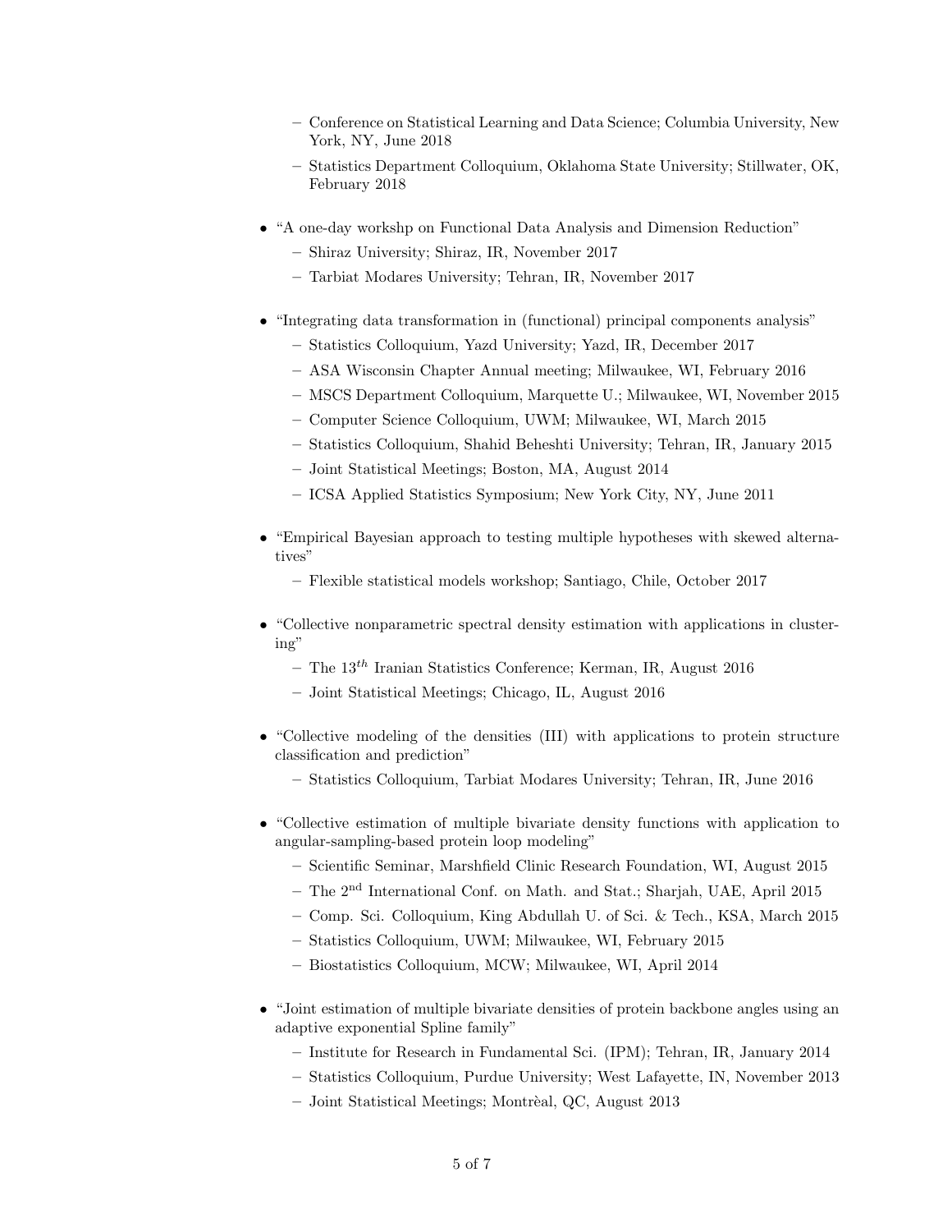- Conference on Statistical Learning and Data Science; Columbia University, New York, NY, June 2018
  - Statistics Department Colloquium, Oklahoma State University; Stillwater, OK, February 2018

- "A one-day workshp on Functional Data Analysis and Dimension Reduction"
  - Shiraz University; Shiraz, IR, November 2017
  - Tarbiat Modares University; Tehran, IR, November 2017

- "Integrating data transformation in (functional) principal components analysis"
  - Statistics Colloquium, Yazd University; Yazd, IR, December 2017
  - ASA Wisconsin Chapter Annual meeting; Milwaukee, WI, February 2016
  - MSCS Department Colloquium, Marquette U.; Milwaukee, WI, November 2015
  - Computer Science Colloquium, UWM; Milwaukee, WI, March 2015
  - Statistics Colloquium, Shahid Beheshti University; Tehran, IR, January 2015
  - Joint Statistical Meetings; Boston, MA, August 2014
  - ICSA Applied Statistics Symposium; New York City, NY, June 2011

- "Empirical Bayesian approach to testing multiple hypotheses with skewed alternatives"
  - Flexible statistical models workshop; Santiago, Chile, October 2017

- "Collective nonparametric spectral density estimation with applications in clustering"
  - The $13^{th}$ Iranian Statistics Conference; Kerman, IR, August 2016
  - Joint Statistical Meetings; Chicago, IL, August 2016

- "Collective modeling of the densities (III) with applications to protein structure classification and prediction"
  - Statistics Colloquium, Tarbiat Modares University; Tehran, IR, June 2016

- "Collective estimation of multiple bivariate density functions with application to angular-sampling-based protein loop modeling"
  - Scientific Seminar, Marshfield Clinic Research Foundation, WI, August 2015
  - The $2^{\text{nd}}$ International Conf. on Math. and Stat.; Sharjah, UAE, April 2015
  - Comp. Sci. Colloquium, King Abdullah U. of Sci. & Tech., KSA, March 2015
  - Statistics Colloquium, UWM; Milwaukee, WI, February 2015
  - Biostatistics Colloquium, MCW; Milwaukee, WI, April 2014

- "Joint estimation of multiple bivariate densities of protein backbone angles using an adaptive exponential Spline family"
  - Institute for Research in Fundamental Sci. (IPM); Tehran, IR, January 2014
  - Statistics Colloquium, Purdue University; West Lafayette, IN, November 2013
  - Joint Statistical Meetings; Montrèal, QC, August 2013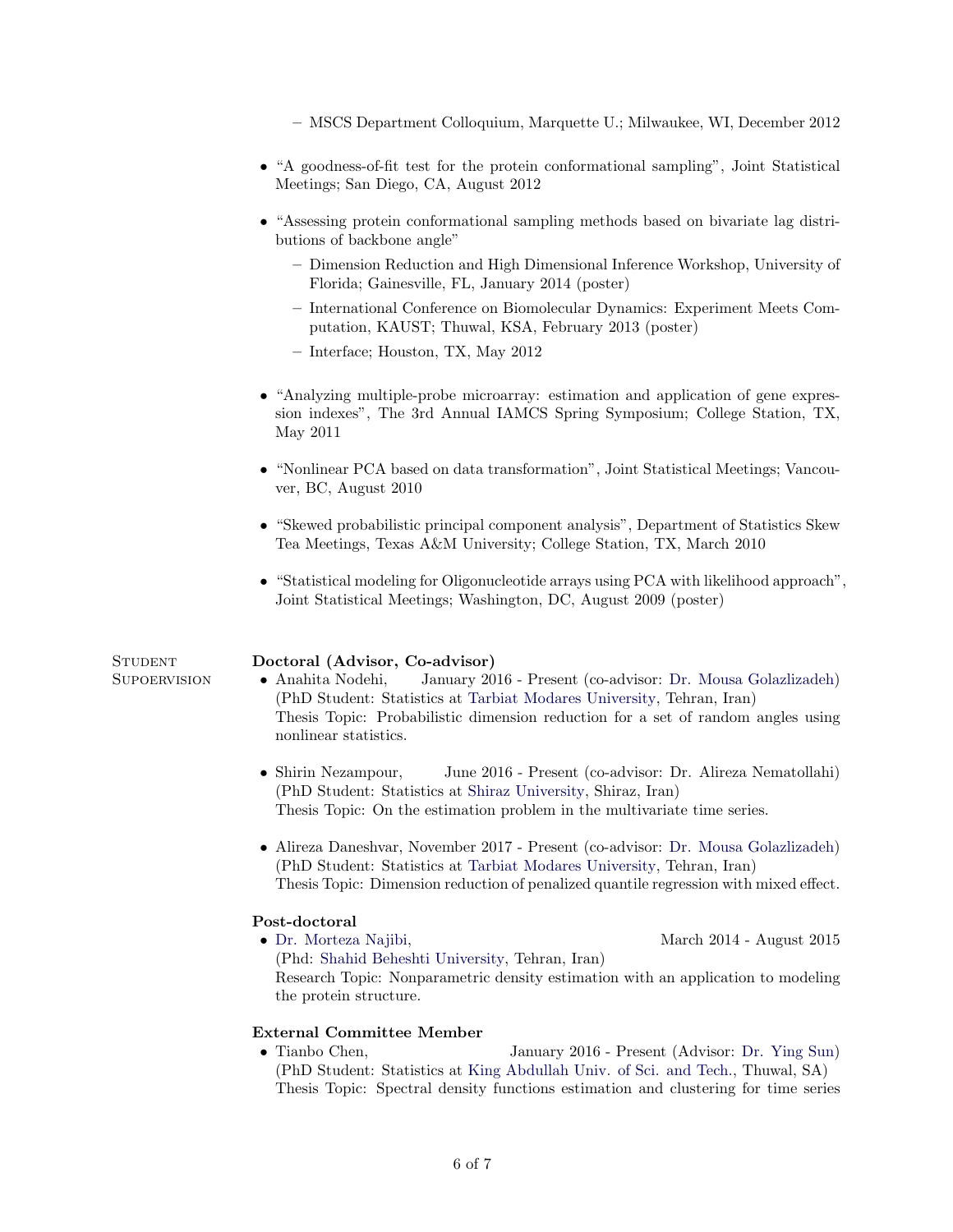- MSCS Department Colloquium, Marquette U.; Milwaukee, WI, December 2012

- "A goodness-of-fit test for the protein conformational sampling", Joint Statistical Meetings; San Diego, CA, August 2012

- "Assessing protein conformational sampling methods based on bivariate lag distributions of backbone angle"
  - Dimension Reduction and High Dimensional Inference Workshop, University of Florida; Gainesville, FL, January 2014 (poster)
  - International Conference on Biomolecular Dynamics: Experiment Meets Computation, KAUST; Thuwal, KSA, February 2013 (poster)
  - Interface; Houston, TX, May 2012

- "Analyzing multiple-probe microarray: estimation and application of gene expression indexes", The 3rd Annual IAMCS Spring Symposium; College Station, TX, May 2011

- "Nonlinear PCA based on data transformation", Joint Statistical Meetings; Vancouver, BC, August 2010

- "Skewed probabilistic principal component analysis", Department of Statistics Skew Tea Meetings, Texas A&M University; College Station, TX, March 2010

- "Statistical modeling for Oligonucleotide arrays using PCA with likelihood approach", Joint Statistical Meetings; Washington, DC, August 2009 (poster)

## Student Supoervision

**Doctoral (Advisor, Co-advisor)**

- Anahita Nodehi, January 2016 - Present (co-advisor: Dr. Mousa Golazlizadeh)
  (PhD Student: Statistics at Tarbiat Modares University, Tehran, Iran)
  Thesis Topic: Probabilistic dimension reduction for a set of random angles using nonlinear statistics.

- Shirin Nezampour, June 2016 - Present (co-advisor: Dr. Alireza Nematollahi)
  (PhD Student: Statistics at Shiraz University, Shiraz, Iran)
  Thesis Topic: On the estimation problem in the multivariate time series.

- Alireza Daneshvar, November 2017 - Present (co-advisor: Dr. Mousa Golazlizadeh)
  (PhD Student: Statistics at Tarbiat Modares University, Tehran, Iran)
  Thesis Topic: Dimension reduction of penalized quantile regression with mixed effect.

**Post-doctoral**

- Dr. Morteza Najibi, March 2014 - August 2015
  (Phd: Shahid Beheshti University, Tehran, Iran)
  Research Topic: Nonparametric density estimation with an application to modeling the protein structure.

**External Committee Member**

- Tianbo Chen, January 2016 - Present (Advisor: Dr. Ying Sun)
  (PhD Student: Statistics at King Abdullah Univ. of Sci. and Tech., Thuwal, SA)
  Thesis Topic: Spectral density functions estimation and clustering for time series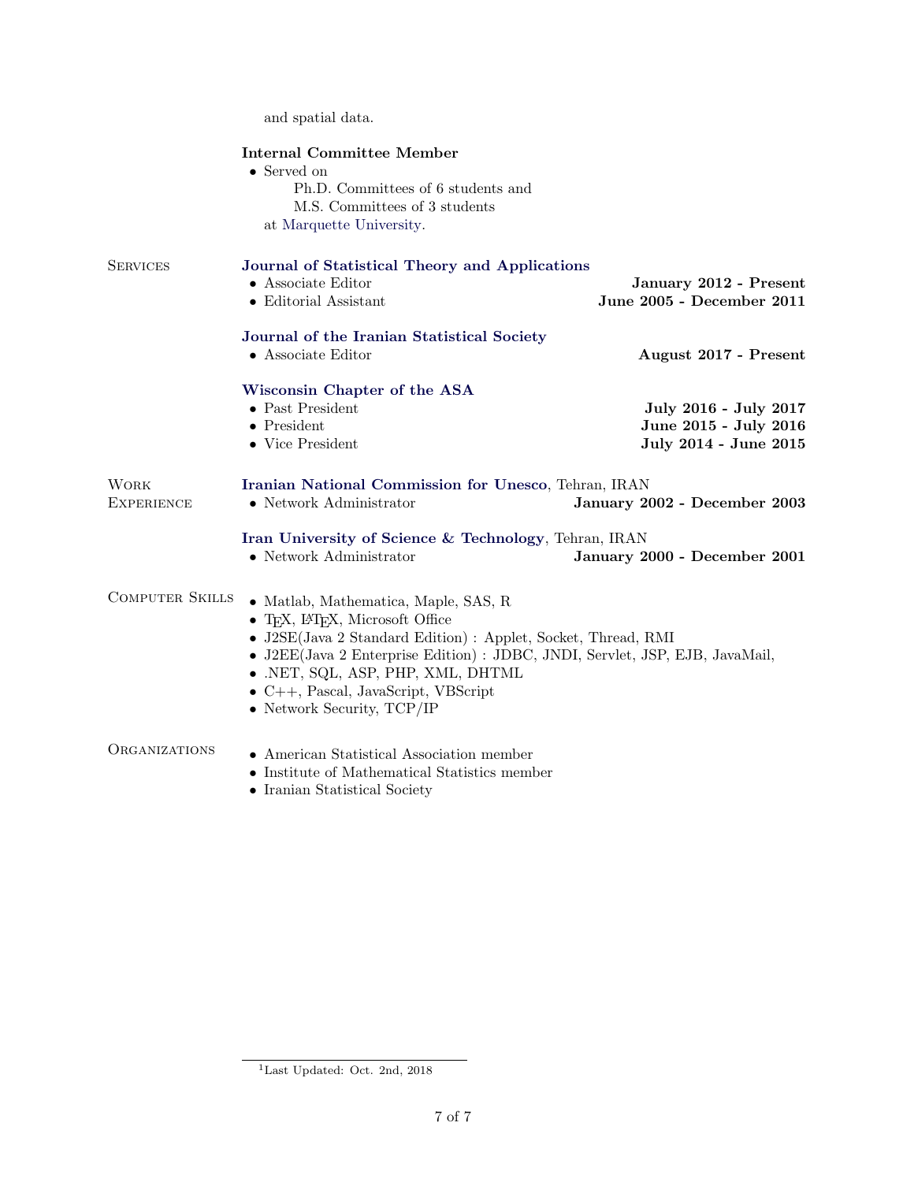and spatial data.

**Internal Committee Member**

- Served on
  Ph.D. Committees of 6 students and
  M.S. Committees of 3 students
  at Marquette University.

## Services

**Journal of Statistical Theory and Applications**

- Associate Editor — **January 2012 - Present**
- Editorial Assistant — **June 2005 - December 2011**

**Journal of the Iranian Statistical Society**

- Associate Editor — **August 2017 - Present**

**Wisconsin Chapter of the ASA**

- Past President — **July 2016 - July 2017**
- President — **June 2015 - July 2016**
- Vice President — **July 2014 - June 2015**

## Work Experience

**Iranian National Commission for Unesco**, Tehran, IRAN

- Network Administrator — **January 2002 - December 2003**

**Iran University of Science & Technology**, Tehran, IRAN

- Network Administrator — **January 2000 - December 2001**

## Computer Skills

- Matlab, Mathematica, Maple, SAS, R
- TEX, LATEX, Microsoft Office
- J2SE(Java 2 Standard Edition) : Applet, Socket, Thread, RMI
- J2EE(Java 2 Enterprise Edition) : JDBC, JNDI, Servlet, JSP, EJB, JavaMail,
- .NET, SQL, ASP, PHP, XML, DHTML
- C++, Pascal, JavaScript, VBScript
- Network Security, TCP/IP

## Organizations

- American Statistical Association member
- Institute of Mathematical Statistics member
- Iranian Statistical Society

[1] Last Updated: Oct. 2nd, 2018